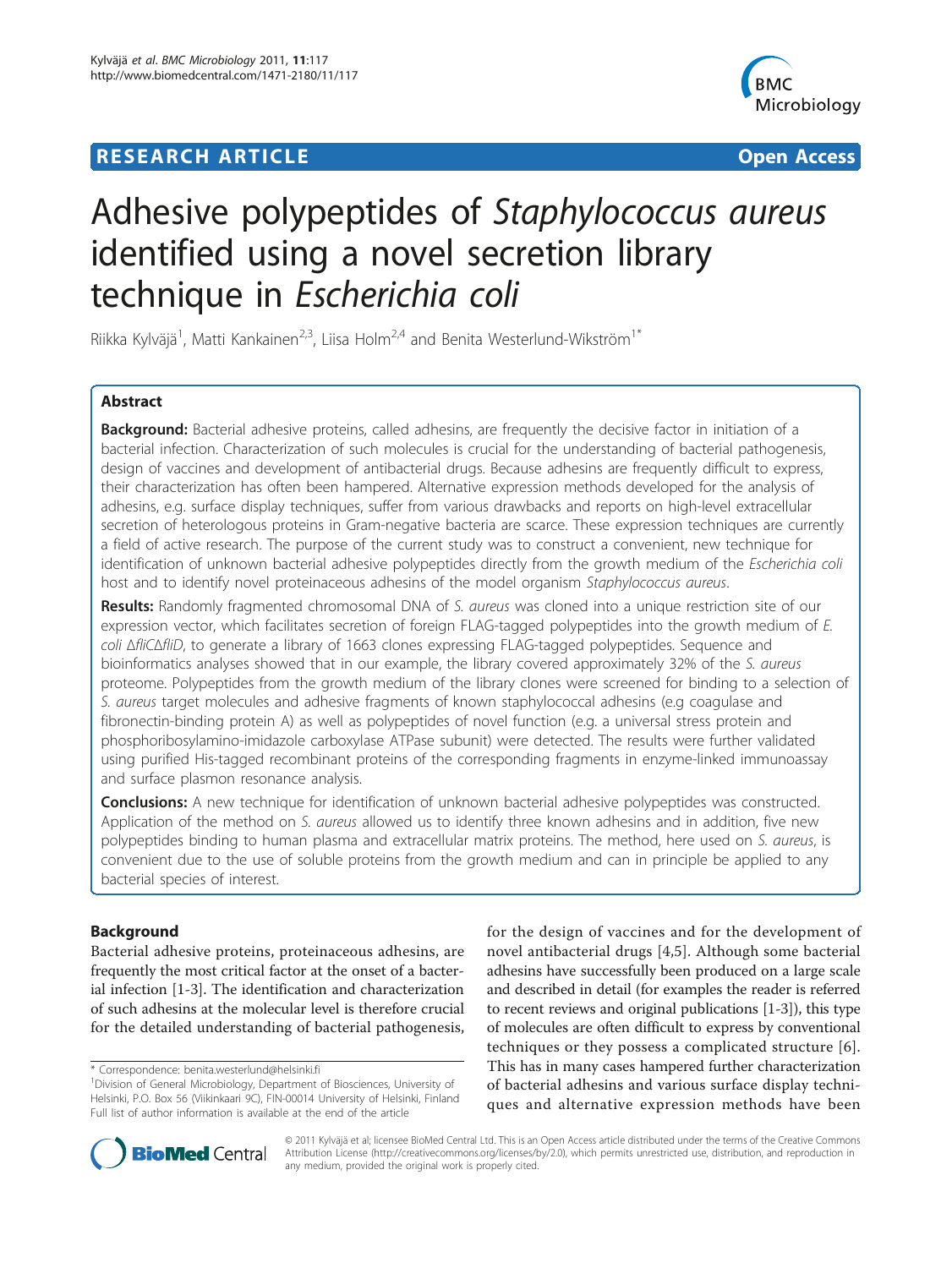# RESEARCH ARTICLE — Open Access

# Adhesive polypeptides of *Staphylococcus aureus* identified using a novel secretion library technique in *Escherichia coli*

Riikka Kylväjä[1], Matti Kankainen[2,3], Liisa Holm[2,4] and Benita Westerlund-Wikström[1*]

## Abstract

**Background:** Bacterial adhesive proteins, called adhesins, are frequently the decisive factor in initiation of a bacterial infection. Characterization of such molecules is crucial for the understanding of bacterial pathogenesis, design of vaccines and development of antibacterial drugs. Because adhesins are frequently difficult to express, their characterization has often been hampered. Alternative expression methods developed for the analysis of adhesins, e.g. surface display techniques, suffer from various drawbacks and reports on high-level extracellular secretion of heterologous proteins in Gram-negative bacteria are scarce. These expression techniques are currently a field of active research. The purpose of the current study was to construct a convenient, new technique for identification of unknown bacterial adhesive polypeptides directly from the growth medium of the *Escherichia coli* host and to identify novel proteinaceous adhesins of the model organism *Staphylococcus aureus*.

**Results:** Randomly fragmented chromosomal DNA of *S. aureus* was cloned into a unique restriction site of our expression vector, which facilitates secretion of foreign FLAG-tagged polypeptides into the growth medium of *E. coli* Δ*fliC*Δ*fliD*, to generate a library of 1663 clones expressing FLAG-tagged polypeptides. Sequence and bioinformatics analyses showed that in our example, the library covered approximately 32% of the *S. aureus* proteome. Polypeptides from the growth medium of the library clones were screened for binding to a selection of *S. aureus* target molecules and adhesive fragments of known staphylococcal adhesins (e.g coagulase and fibronectin-binding protein A) as well as polypeptides of novel function (e.g. a universal stress protein and phosphoribosylamino-imidazole carboxylase ATPase subunit) were detected. The results were further validated using purified His-tagged recombinant proteins of the corresponding fragments in enzyme-linked immunoassay and surface plasmon resonance analysis.

**Conclusions:** A new technique for identification of unknown bacterial adhesive polypeptides was constructed. Application of the method on *S. aureus* allowed us to identify three known adhesins and in addition, five new polypeptides binding to human plasma and extracellular matrix proteins. The method, here used on *S. aureus*, is convenient due to the use of soluble proteins from the growth medium and can in principle be applied to any bacterial species of interest.

## Background

Bacterial adhesive proteins, proteinaceous adhesins, are frequently the most critical factor at the onset of a bacterial infection [1-3]. The identification and characterization of such adhesins at the molecular level is therefore crucial for the detailed understanding of bacterial pathogenesis, for the design of vaccines and for the development of novel antibacterial drugs [4,5]. Although some bacterial adhesins have successfully been produced on a large scale and described in detail (for examples the reader is referred to recent reviews and original publications [1-3]), this type of molecules are often difficult to express by conventional techniques or they possess a complicated structure [6]. This has in many cases hampered further characterization of bacterial adhesins and various surface display techniques and alternative expression methods have been

\* Correspondence: benita.westerlund@helsinki.fi
[1]Division of General Microbiology, Department of Biosciences, University of Helsinki, P.O. Box 56 (Viikinkaari 9C), FIN-00014 University of Helsinki, Finland
Full list of author information is available at the end of the article

© 2011 Kylväjä et al; licensee BioMed Central Ltd. This is an Open Access article distributed under the terms of the Creative Commons Attribution License (http://creativecommons.org/licenses/by/2.0), which permits unrestricted use, distribution, and reproduction in any medium, provided the original work is properly cited.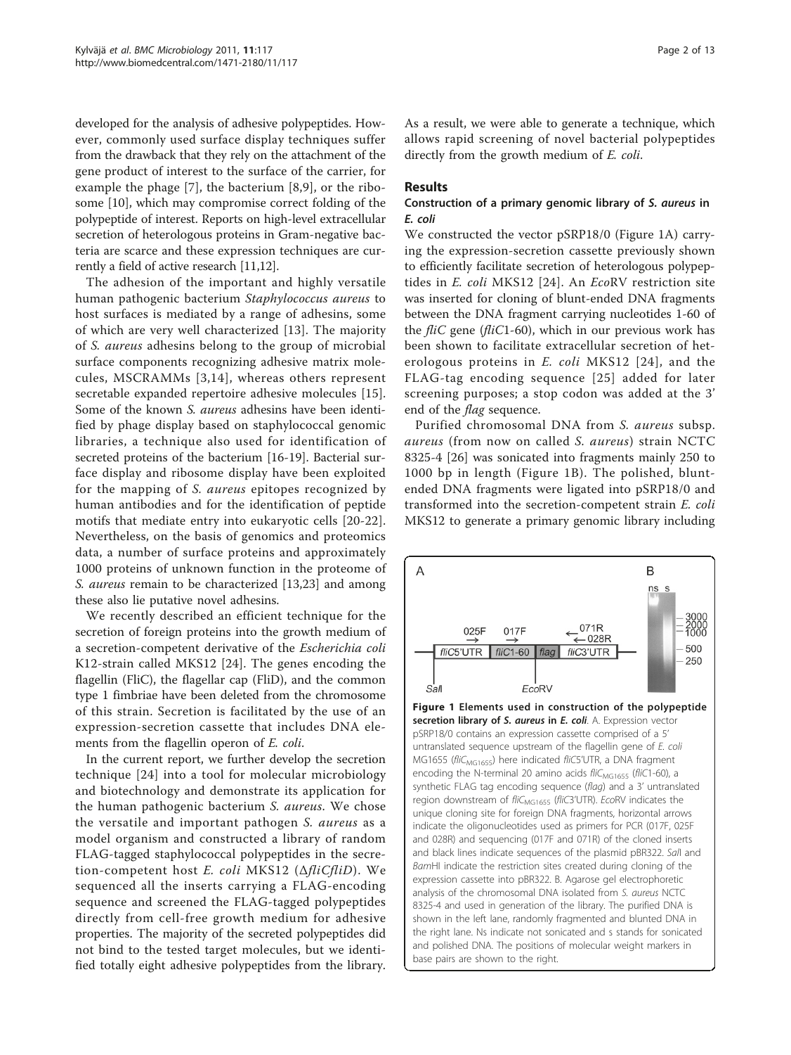developed for the analysis of adhesive polypeptides. However, commonly used surface display techniques suffer from the drawback that they rely on the attachment of the gene product of interest to the surface of the carrier, for example the phage [7], the bacterium [8,9], or the ribosome [10], which may compromise correct folding of the polypeptide of interest. Reports on high-level extracellular secretion of heterologous proteins in Gram-negative bacteria are scarce and these expression techniques are currently a field of active research [11,12].

The adhesion of the important and highly versatile human pathogenic bacterium *Staphylococcus aureus* to host surfaces is mediated by a range of adhesins, some of which are very well characterized [13]. The majority of *S. aureus* adhesins belong to the group of microbial surface components recognizing adhesive matrix molecules, MSCRAMMs [3,14], whereas others represent secretable expanded repertoire adhesive molecules [15]. Some of the known *S. aureus* adhesins have been identified by phage display based on staphylococcal genomic libraries, a technique also used for identification of secreted proteins of the bacterium [16-19]. Bacterial surface display and ribosome display have been exploited for the mapping of *S. aureus* epitopes recognized by human antibodies and for the identification of peptide motifs that mediate entry into eukaryotic cells [20-22]. Nevertheless, on the basis of genomics and proteomics data, a number of surface proteins and approximately 1000 proteins of unknown function in the proteome of *S. aureus* remain to be characterized [13,23] and among these also lie putative novel adhesins.

We recently described an efficient technique for the secretion of foreign proteins into the growth medium of a secretion-competent derivative of the *Escherichia coli* K12-strain called MKS12 [24]. The genes encoding the flagellin (FliC), the flagellar cap (FliD), and the common type 1 fimbriae have been deleted from the chromosome of this strain. Secretion is facilitated by the use of an expression-secretion cassette that includes DNA elements from the flagellin operon of *E. coli*.

In the current report, we further develop the secretion technique [24] into a tool for molecular microbiology and biotechnology and demonstrate its application for the human pathogenic bacterium *S. aureus*. We chose the versatile and important pathogen *S. aureus* as a model organism and constructed a library of random FLAG-tagged staphylococcal polypeptides in the secretion-competent host *E. coli* MKS12 (Δ*fliCfliD*). We sequenced all the inserts carrying a FLAG-encoding sequence and screened the FLAG-tagged polypeptides directly from cell-free growth medium for adhesive properties. The majority of the secreted polypeptides did not bind to the tested target molecules, but we identified totally eight adhesive polypeptides from the library. As a result, we were able to generate a technique, which allows rapid screening of novel bacterial polypeptides directly from the growth medium of *E. coli*.

## Results

### Construction of a primary genomic library of *S. aureus* in *E. coli*

We constructed the vector pSRP18/0 (Figure 1A) carrying the expression-secretion cassette previously shown to efficiently facilitate secretion of heterologous polypeptides in *E. coli* MKS12 [24]. An *Eco*RV restriction site was inserted for cloning of blunt-ended DNA fragments between the DNA fragment carrying nucleotides 1-60 of the *fliC* gene (*fliC*1-60), which in our previous work has been shown to facilitate extracellular secretion of heterologous proteins in *E. coli* MKS12 [24], and the FLAG-tag encoding sequence [25] added for later screening purposes; a stop codon was added at the 3' end of the *flag* sequence.

Purified chromosomal DNA from *S. aureus* subsp. *aureus* (from now on called *S. aureus*) strain NCTC 8325-4 [26] was sonicated into fragments mainly 250 to 1000 bp in length (Figure 1B). The polished, blunt-ended DNA fragments were ligated into pSRP18/0 and transformed into the secretion-competent strain *E. coli* MKS12 to generate a primary genomic library including

**Figure 1 Elements used in construction of the polypeptide secretion library of *S. aureus* in *E. coli***. A. Expression vector pSRP18/0 contains an expression cassette comprised of a 5' untranslated sequence upstream of the flagellin gene of *E. coli* MG1655 ($fliC_{MG1655}$) here indicated *fliC*5'UTR, a DNA fragment encoding the N-terminal 20 amino acids $fliC_{MG1655}$ (*fliC*1-60), a synthetic FLAG tag encoding sequence (*flag*) and a 3' untranslated region downstream of $fliC_{MG1655}$ (*fliC*3'UTR). *Eco*RV indicates the unique cloning site for foreign DNA fragments, horizontal arrows indicate the oligonucleotides used as primers for PCR (017F, 025F and 028R) and sequencing (017F and 071R) of the cloned inserts and black lines indicate sequences of the plasmid pBR322. *Sal*I and *Bam*HI indicate the restriction sites created during cloning of the expression cassette into pBR322. B. Agarose gel electrophoretic analysis of the chromosomal DNA isolated from *S. aureus* NCTC 8325-4 and used in generation of the library. The purified DNA is shown in the left lane, randomly fragmented and blunted DNA in the right lane. Ns indicate not sonicated and s stands for sonicated and polished DNA. The positions of molecular weight markers in base pairs are shown to the right.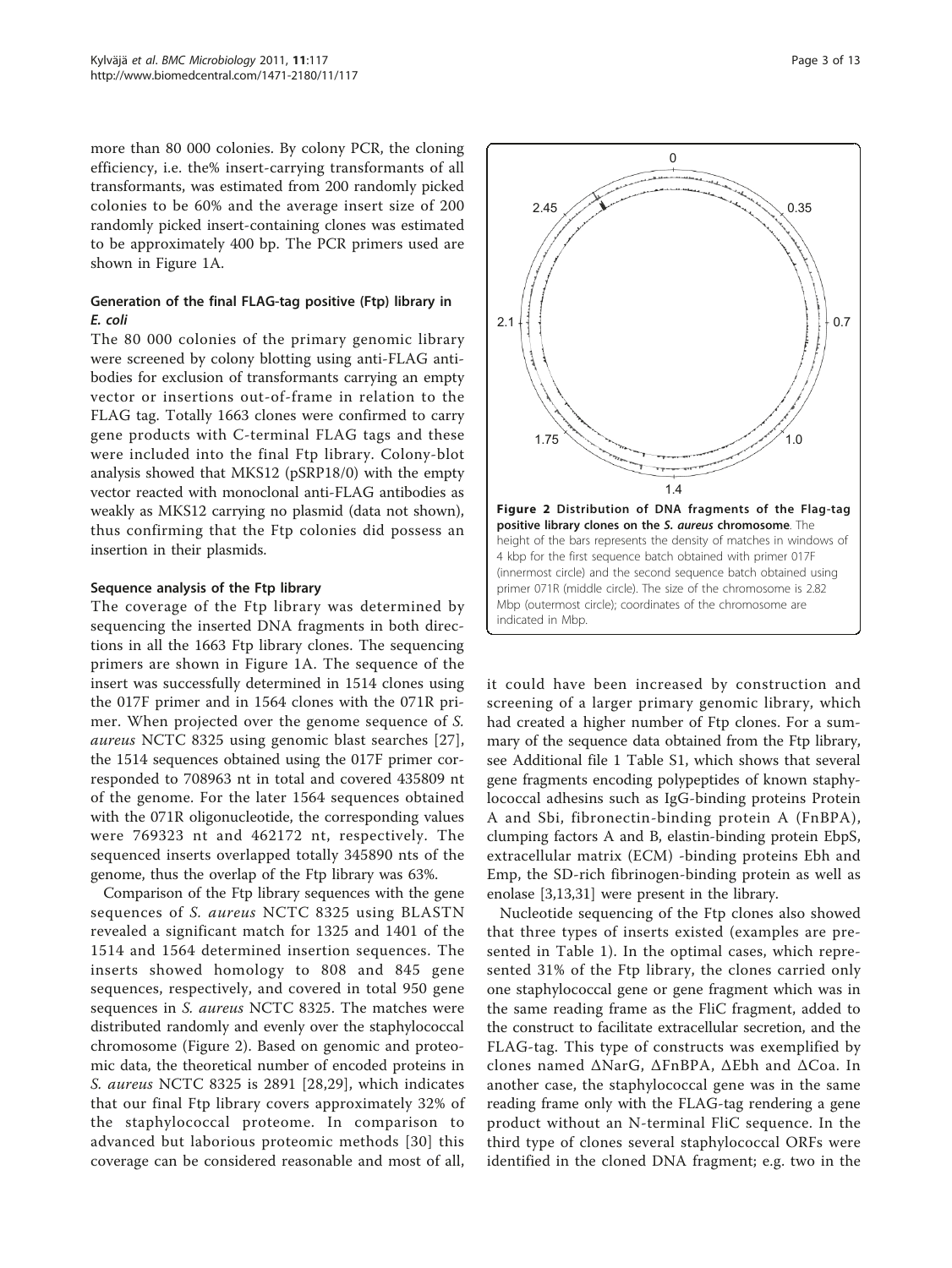more than 80 000 colonies. By colony PCR, the cloning efficiency, i.e. the% insert-carrying transformants of all transformants, was estimated from 200 randomly picked colonies to be 60% and the average insert size of 200 randomly picked insert-containing clones was estimated to be approximately 400 bp. The PCR primers used are shown in Figure 1A.

### Generation of the final FLAG-tag positive (Ftp) library in *E. coli*

The 80 000 colonies of the primary genomic library were screened by colony blotting using anti-FLAG antibodies for exclusion of transformants carrying an empty vector or insertions out-of-frame in relation to the FLAG tag. Totally 1663 clones were confirmed to carry gene products with C-terminal FLAG tags and these were included into the final Ftp library. Colony-blot analysis showed that MKS12 (pSRP18/0) with the empty vector reacted with monoclonal anti-FLAG antibodies as weakly as MKS12 carrying no plasmid (data not shown), thus confirming that the Ftp colonies did possess an insertion in their plasmids.

### Sequence analysis of the Ftp library

The coverage of the Ftp library was determined by sequencing the inserted DNA fragments in both directions in all the 1663 Ftp library clones. The sequencing primers are shown in Figure 1A. The sequence of the insert was successfully determined in 1514 clones using the 017F primer and in 1564 clones with the 071R primer. When projected over the genome sequence of *S. aureus* NCTC 8325 using genomic blast searches [27], the 1514 sequences obtained using the 017F primer corresponded to 708963 nt in total and covered 435809 nt of the genome. For the later 1564 sequences obtained with the 071R oligonucleotide, the corresponding values were 769323 nt and 462172 nt, respectively. The sequenced inserts overlapped totally 345890 nts of the genome, thus the overlap of the Ftp library was 63%.

Comparison of the Ftp library sequences with the gene sequences of *S. aureus* NCTC 8325 using BLASTN revealed a significant match for 1325 and 1401 of the 1514 and 1564 determined insertion sequences. The inserts showed homology to 808 and 845 gene sequences, respectively, and covered in total 950 gene sequences in *S. aureus* NCTC 8325. The matches were distributed randomly and evenly over the staphylococcal chromosome (Figure 2). Based on genomic and proteomic data, the theoretical number of encoded proteins in *S. aureus* NCTC 8325 is 2891 [28,29], which indicates that our final Ftp library covers approximately 32% of the staphylococcal proteome. In comparison to advanced but laborious proteomic methods [30] this coverage can be considered reasonable and most of all, it could have been increased by construction and screening of a larger primary genomic library, which had created a higher number of Ftp clones. For a summary of the sequence data obtained from the Ftp library, see Additional file 1 Table S1, which shows that several gene fragments encoding polypeptides of known staphylococcal adhesins such as IgG-binding proteins Protein A and Sbi, fibronectin-binding protein A (FnBPA), clumping factors A and B, elastin-binding protein EbpS, extracellular matrix (ECM) -binding proteins Ebh and Emp, the SD-rich fibrinogen-binding protein as well as enolase [3,13,31] were present in the library.

**Figure 2 Distribution of DNA fragments of the Flag-tag positive library clones on the *S. aureus* chromosome**. The height of the bars represents the density of matches in windows of 4 kbp for the first sequence batch obtained with primer 017F (innermost circle) and the second sequence batch obtained using primer 071R (middle circle). The size of the chromosome is 2.82 Mbp (outermost circle); coordinates of the chromosome are indicated in Mbp.

Nucleotide sequencing of the Ftp clones also showed that three types of inserts existed (examples are presented in Table 1). In the optimal cases, which represented 31% of the Ftp library, the clones carried only one staphylococcal gene or gene fragment which was in the same reading frame as the FliC fragment, added to the construct to facilitate extracellular secretion, and the FLAG-tag. This type of constructs was exemplified by clones named ΔNarG, ΔFnBPA, ΔEbh and ΔCoa. In another case, the staphylococcal gene was in the same reading frame only with the FLAG-tag rendering a gene product without an N-terminal FliC sequence. In the third type of clones several staphylococcal ORFs were identified in the cloned DNA fragment; e.g. two in the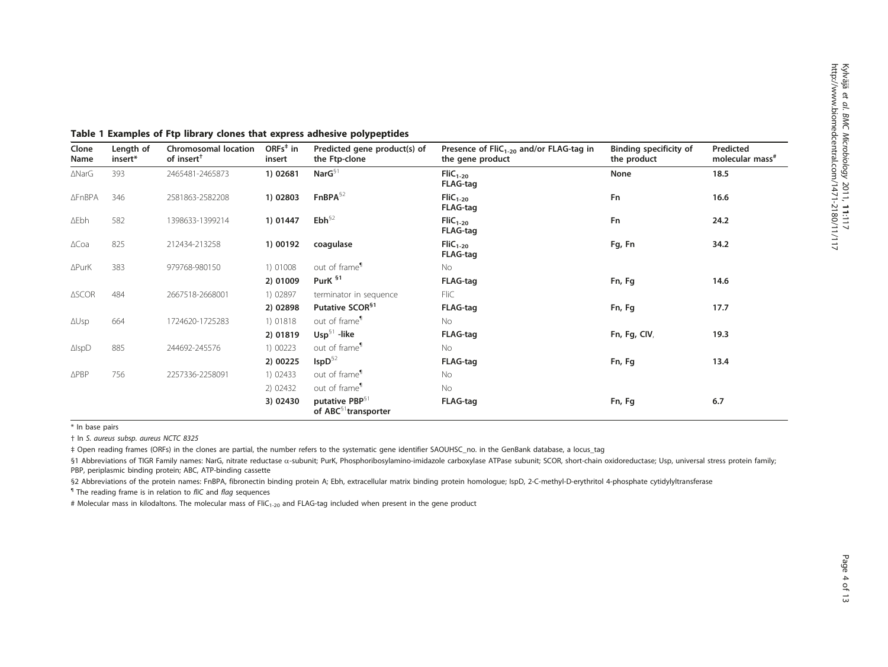**Table 1 Examples of Ftp library clones that express adhesive polypeptides**

| Clone Name | Length of insert* | Chromosomal location of insert[†] | ORFs[‡] in insert | Predicted gene product(s) of the Ftp-clone | Presence of $FliC_{1-20}$ and/or FLAG-tag in the gene product | Binding specificity of the product | Predicted molecular mass[#] |
|---|---|---|---|---|---|---|---|
| ΔNarG | 393 | 2465481-2465873 | **1) 02681** | **NarG**[§1] | **$FliC_{1-20}$ FLAG-tag** | **None** | **18.5** |
| ΔFnBPA | 346 | 2581863-2582208 | **1) 02803** | **FnBPA**[§2] | **$FliC_{1-20}$ FLAG-tag** | **Fn** | **16.6** |
| ΔEbh | 582 | 1398633-1399214 | **1) 01447** | **Ebh**[§2] | **$FliC_{1-20}$ FLAG-tag** | **Fn** | **24.2** |
| ΔCoa | 825 | 212434-213258 | **1) 00192** | **coagulase** | **$FliC_{1-20}$ FLAG-tag** | **Fg, Fn** | **34.2** |
| ΔPurK | 383 | 979768-980150 | 1) 01008 | out of frame[¶] | No | | |
| | | | **2) 01009** | **PurK** [§1] | **FLAG-tag** | **Fn, Fg** | **14.6** |
| ΔSCOR | 484 | 2667518-2668001 | 1) 02897 | terminator in sequence | FliC | | |
| | | | **2) 02898** | **Putative SCOR**[§1] | **FLAG-tag** | **Fn, Fg** | **17.7** |
| ΔUsp | 664 | 1724620-1725283 | 1) 01818 | out of frame[¶] | No | | |
| | | | **2) 01819** | **Usp**[§1] **-like** | **FLAG-tag** | **Fn, Fg, CIV,** | **19.3** |
| ΔIspD | 885 | 244692-245576 | 1) 00223 | out of frame[¶] | No | | |
| | | | **2) 00225** | **IspD**[§2] | **FLAG-tag** | **Fn, Fg** | **13.4** |
| ΔPBP | 756 | 2257336-2258091 | 1) 02433 | out of frame[¶] | No | | |
| | | | 2) 02432 | out of frame[¶] | No | | |
| | | | **3) 02430** | **putative PBP**[§1] **of ABC**[§1]**transporter** | **FLAG-tag** | **Fn, Fg** | **6.7** |

\* In base pairs

† In *S. aureus subsp. aureus NCTC 8325*

‡ Open reading frames (ORFs) in the clones are partial, the number refers to the systematic gene identifier SAOUHSC_no. in the GenBank database, a locus_tag

§1 Abbreviations of TIGR Family names: NarG, nitrate reductase α-subunit; PurK, Phosphoribosylamino-imidazole carboxylase ATPase subunit; SCOR, short-chain oxidoreductase; Usp, universal stress protein family; PBP, periplasmic binding protein; ABC, ATP-binding cassette

§2 Abbreviations of the protein names: FnBPA, fibronectin binding protein A; Ebh, extracellular matrix binding protein homologue; IspD, 2-C-methyl-D-erythritol 4-phosphate cytidylyltransferase

¶ The reading frame is in relation to *fliC* and *flag* sequences

\# Molecular mass in kilodaltons. The molecular mass of $FliC_{1-20}$ and FLAG-tag included when present in the gene product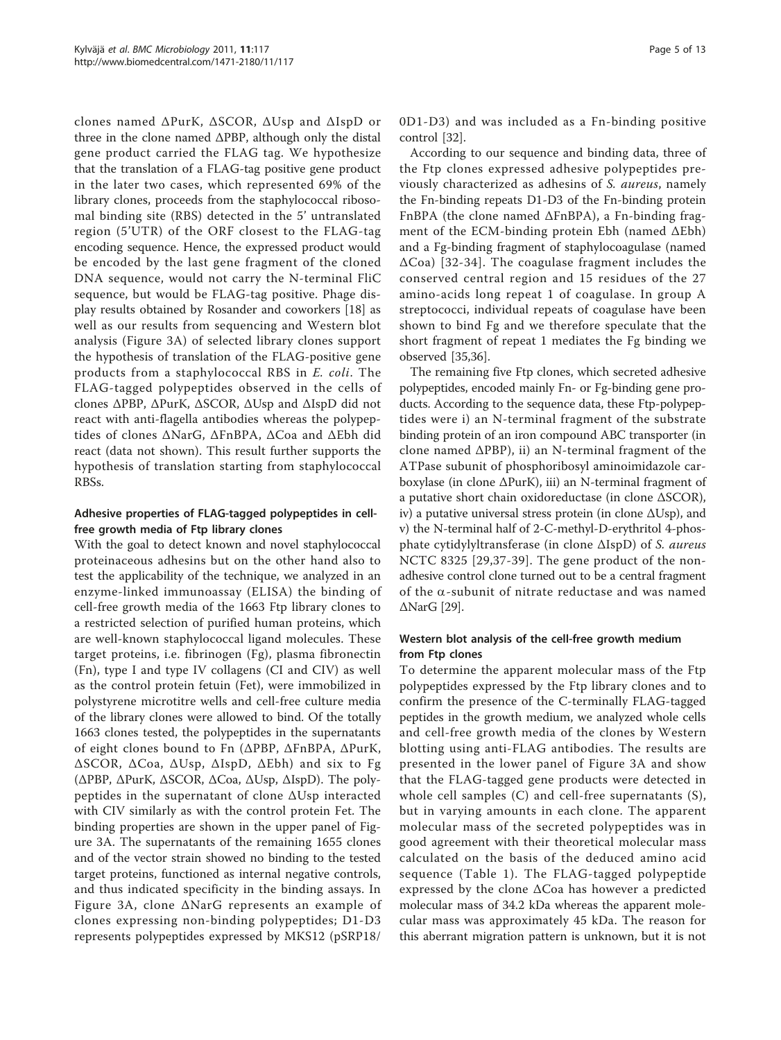clones named ΔPurK, ΔSCOR, ΔUsp and ΔIspD or three in the clone named ΔPBP, although only the distal gene product carried the FLAG tag. We hypothesize that the translation of a FLAG-tag positive gene product in the later two cases, which represented 69% of the library clones, proceeds from the staphylococcal ribosomal binding site (RBS) detected in the 5' untranslated region (5'UTR) of the ORF closest to the FLAG-tag encoding sequence. Hence, the expressed product would be encoded by the last gene fragment of the cloned DNA sequence, would not carry the N-terminal FliC sequence, but would be FLAG-tag positive. Phage display results obtained by Rosander and coworkers [18] as well as our results from sequencing and Western blot analysis (Figure 3A) of selected library clones support the hypothesis of translation of the FLAG-positive gene products from a staphylococcal RBS in *E. coli*. The FLAG-tagged polypeptides observed in the cells of clones ΔPBP, ΔPurK, ΔSCOR, ΔUsp and ΔIspD did not react with anti-flagella antibodies whereas the polypeptides of clones ΔNarG, ΔFnBPA, ΔCoa and ΔEbh did react (data not shown). This result further supports the hypothesis of translation starting from staphylococcal RBSs.

### Adhesive properties of FLAG-tagged polypeptides in cell-free growth media of Ftp library clones

With the goal to detect known and novel staphylococcal proteinaceous adhesins but on the other hand also to test the applicability of the technique, we analyzed in an enzyme-linked immunoassay (ELISA) the binding of cell-free growth media of the 1663 Ftp library clones to a restricted selection of purified human proteins, which are well-known staphylococcal ligand molecules. These target proteins, i.e. fibrinogen (Fg), plasma fibronectin (Fn), type I and type IV collagens (CI and CIV) as well as the control protein fetuin (Fet), were immobilized in polystyrene microtitre wells and cell-free culture media of the library clones were allowed to bind. Of the totally 1663 clones tested, the polypeptides in the supernatants of eight clones bound to Fn (ΔPBP, ΔFnBPA, ΔPurK, ΔSCOR, ΔCoa, ΔUsp, ΔIspD, ΔEbh) and six to Fg (ΔPBP, ΔPurK, ΔSCOR, ΔCoa, ΔUsp, ΔIspD). The polypeptides in the supernatant of clone ΔUsp interacted with CIV similarly as with the control protein Fet. The binding properties are shown in the upper panel of Figure 3A. The supernatants of the remaining 1655 clones and of the vector strain showed no binding to the tested target proteins, functioned as internal negative controls, and thus indicated specificity in the binding assays. In Figure 3A, clone ΔNarG represents an example of clones expressing non-binding polypeptides; D1-D3 represents polypeptides expressed by MKS12 (pSRP18/0D1-D3) and was included as a Fn-binding positive control [32].

According to our sequence and binding data, three of the Ftp clones expressed adhesive polypeptides previously characterized as adhesins of *S. aureus*, namely the Fn-binding repeats D1-D3 of the Fn-binding protein FnBPA (the clone named ΔFnBPA), a Fn-binding fragment of the ECM-binding protein Ebh (named ΔEbh) and a Fg-binding fragment of staphylocoagulase (named ΔCoa) [32-34]. The coagulase fragment includes the conserved central region and 15 residues of the 27 amino-acids long repeat 1 of coagulase. In group A streptococci, individual repeats of coagulase have been shown to bind Fg and we therefore speculate that the short fragment of repeat 1 mediates the Fg binding we observed [35,36].

The remaining five Ftp clones, which secreted adhesive polypeptides, encoded mainly Fn- or Fg-binding gene products. According to the sequence data, these Ftp-polypeptides were i) an N-terminal fragment of the substrate binding protein of an iron compound ABC transporter (in clone named ΔPBP), ii) an N-terminal fragment of the ATPase subunit of phosphoribosyl aminoimidazole carboxylase (in clone ΔPurK), iii) an N-terminal fragment of a putative short chain oxidoreductase (in clone ΔSCOR), iv) a putative universal stress protein (in clone ΔUsp), and v) the N-terminal half of 2-C-methyl-D-erythritol 4-phosphate cytidylyltransferase (in clone ΔIspD) of *S. aureus* NCTC 8325 [29,37-39]. The gene product of the non-adhesive control clone turned out to be a central fragment of the α-subunit of nitrate reductase and was named ΔNarG [29].

### Western blot analysis of the cell-free growth medium from Ftp clones

To determine the apparent molecular mass of the Ftp polypeptides expressed by the Ftp library clones and to confirm the presence of the C-terminally FLAG-tagged peptides in the growth medium, we analyzed whole cells and cell-free growth media of the clones by Western blotting using anti-FLAG antibodies. The results are presented in the lower panel of Figure 3A and show that the FLAG-tagged gene products were detected in whole cell samples (C) and cell-free supernatants (S), but in varying amounts in each clone. The apparent molecular mass of the secreted polypeptides was in good agreement with their theoretical molecular mass calculated on the basis of the deduced amino acid sequence (Table 1). The FLAG-tagged polypeptide expressed by the clone ΔCoa has however a predicted molecular mass of 34.2 kDa whereas the apparent molecular mass was approximately 45 kDa. The reason for this aberrant migration pattern is unknown, but it is not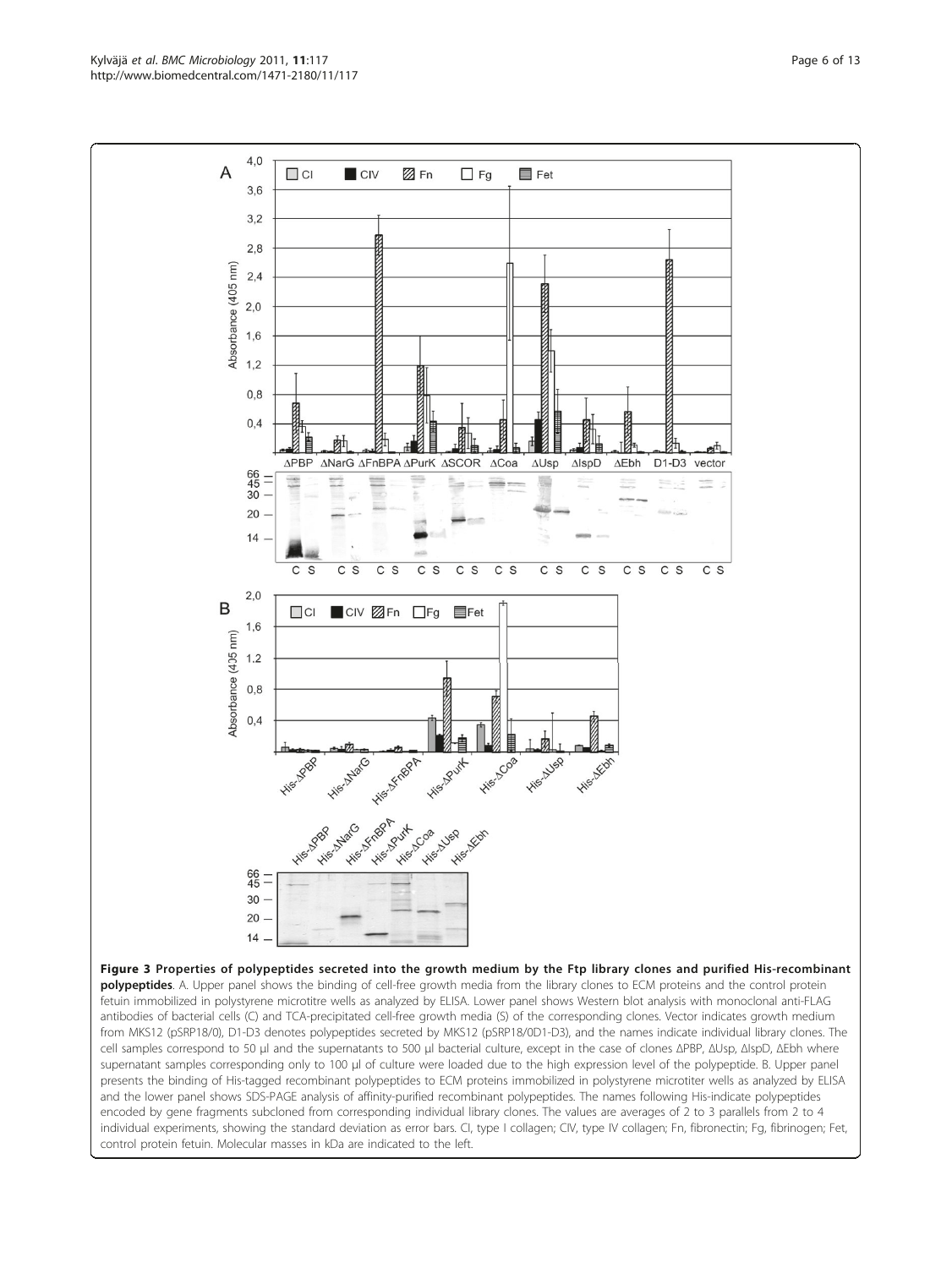**Figure 3 Properties of polypeptides secreted into the growth medium by the Ftp library clones and purified His-recombinant polypeptides**. A. Upper panel shows the binding of cell-free growth media from the library clones to ECM proteins and the control protein fetuin immobilized in polystyrene microtitre wells as analyzed by ELISA. Lower panel shows Western blot analysis with monoclonal anti-FLAG antibodies of bacterial cells (C) and TCA-precipitated cell-free growth media (S) of the corresponding clones. Vector indicates growth medium from MKS12 (pSRP18/0), D1-D3 denotes polypeptides secreted by MKS12 (pSRP18/0D1-D3), and the names indicate individual library clones. The cell samples correspond to 50 μl and the supernatants to 500 μl bacterial culture, except in the case of clones ΔPBP, ΔUsp, ΔIspD, ΔEbh where supernatant samples corresponding only to 100 μl of culture were loaded due to the high expression level of the polypeptide. B. Upper panel presents the binding of His-tagged recombinant polypeptides to ECM proteins immobilized in polystyrene microtiter wells as analyzed by ELISA and the lower panel shows SDS-PAGE analysis of affinity-purified recombinant polypeptides. The names following His-indicate polypeptides encoded by gene fragments subcloned from corresponding individual library clones. The values are averages of 2 to 3 parallels from 2 to 4 individual experiments, showing the standard deviation as error bars. CI, type I collagen; CIV, type IV collagen; Fn, fibronectin; Fg, fibrinogen; Fet, control protein fetuin. Molecular masses in kDa are indicated to the left.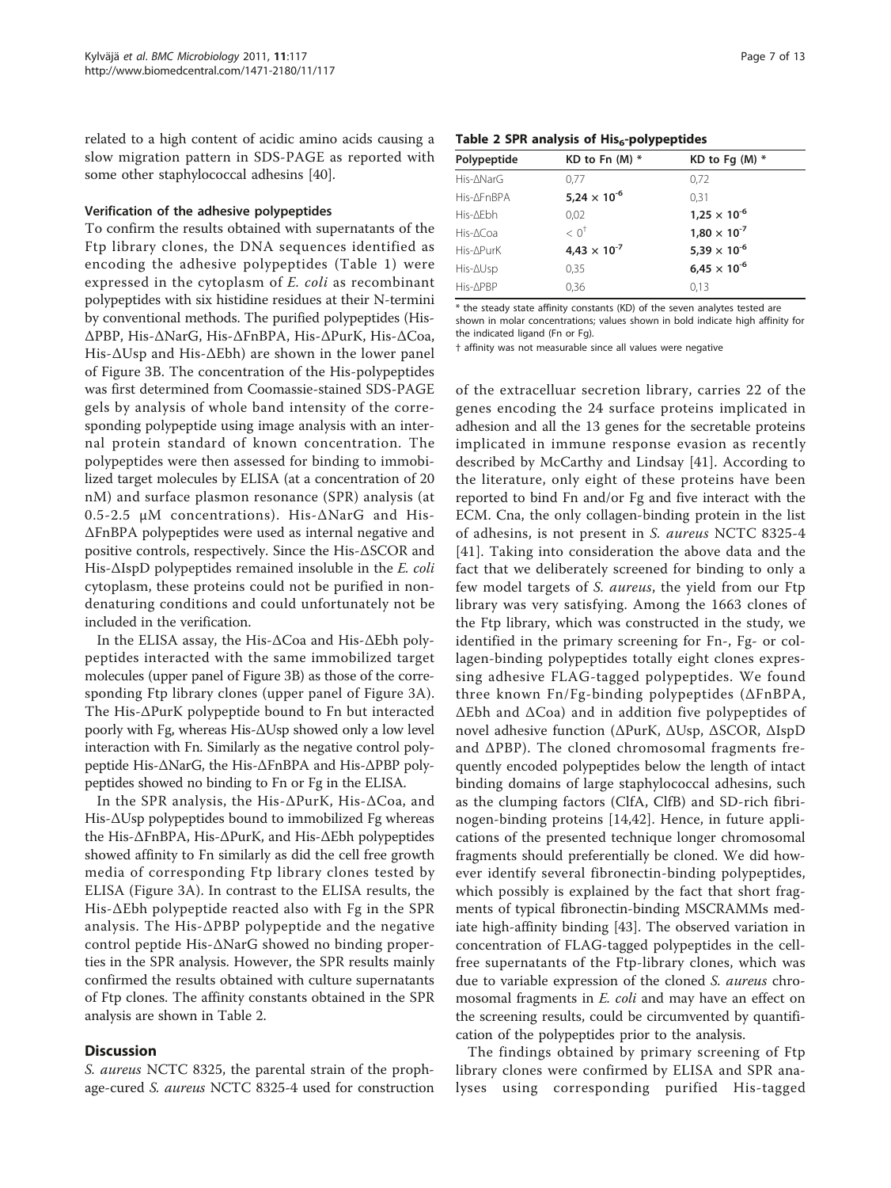related to a high content of acidic amino acids causing a slow migration pattern in SDS-PAGE as reported with some other staphylococcal adhesins [40].

#### Verification of the adhesive polypeptides

To confirm the results obtained with supernatants of the Ftp library clones, the DNA sequences identified as encoding the adhesive polypeptides (Table 1) were expressed in the cytoplasm of *E. coli* as recombinant polypeptides with six histidine residues at their N-termini by conventional methods. The purified polypeptides (His-ΔPBP, His-ΔNarG, His-ΔFnBPA, His-ΔPurK, His-ΔCoa, His-ΔUsp and His-ΔEbh) are shown in the lower panel of Figure 3B. The concentration of the His-polypeptides was first determined from Coomassie-stained SDS-PAGE gels by analysis of whole band intensity of the corresponding polypeptide using image analysis with an internal protein standard of known concentration. The polypeptides were then assessed for binding to immobilized target molecules by ELISA (at a concentration of 20 nM) and surface plasmon resonance (SPR) analysis (at 0.5-2.5 μM concentrations). His-ΔNarG and His-ΔFnBPA polypeptides were used as internal negative and positive controls, respectively. Since the His-ΔSCOR and His-ΔIspD polypeptides remained insoluble in the *E. coli* cytoplasm, these proteins could not be purified in non-denaturing conditions and could unfortunately not be included in the verification.

In the ELISA assay, the His-ΔCoa and His-ΔEbh polypeptides interacted with the same immobilized target molecules (upper panel of Figure 3B) as those of the corresponding Ftp library clones (upper panel of Figure 3A). The His-ΔPurK polypeptide bound to Fn but interacted poorly with Fg, whereas His-ΔUsp showed only a low level interaction with Fn. Similarly as the negative control polypeptide His-ΔNarG, the His-ΔFnBPA and His-ΔPBP polypeptides showed no binding to Fn or Fg in the ELISA.

In the SPR analysis, the His-ΔPurK, His-ΔCoa, and His-ΔUsp polypeptides bound to immobilized Fg whereas the His-ΔFnBPA, His-ΔPurK, and His-ΔEbh polypeptides showed affinity to Fn similarly as did the cell free growth media of corresponding Ftp library clones tested by ELISA (Figure 3A). In contrast to the ELISA results, the His-ΔEbh polypeptide reacted also with Fg in the SPR analysis. The His-ΔPBP polypeptide and the negative control peptide His-ΔNarG showed no binding properties in the SPR analysis. However, the SPR results mainly confirmed the results obtained with culture supernatants of Ftp clones. The affinity constants obtained in the SPR analysis are shown in Table 2.

**Table 2 SPR analysis of His$_6$-polypeptides**

| Polypeptide | KD to Fn (M) * | KD to Fg (M) * |
|---|---|---|
| His-ΔNarG | 0,77 | 0,72 |
| His-ΔFnBPA | **$5,24 \times 10^{-6}$** | 0,31 |
| His-ΔEbh | 0,02 | **$1,25 \times 10^{-6}$** |
| His-ΔCoa | < 0[†] | **$1,80 \times 10^{-7}$** |
| His-ΔPurK | **$4,43 \times 10^{-7}$** | **$5,39 \times 10^{-6}$** |
| His-ΔUsp | 0,35 | **$6,45 \times 10^{-6}$** |
| His-ΔPBP | 0,36 | 0,13 |

\* the steady state affinity constants (KD) of the seven analytes tested are shown in molar concentrations; values shown in bold indicate high affinity for the indicated ligand (Fn or Fg).

† affinity was not measurable since all values were negative

## Discussion

*S. aureus* NCTC 8325, the parental strain of the prophage-cured *S. aureus* NCTC 8325-4 used for construction of the extracelluar secretion library, carries 22 of the genes encoding the 24 surface proteins implicated in adhesion and all the 13 genes for the secretable proteins implicated in immune response evasion as recently described by McCarthy and Lindsay [41]. According to the literature, only eight of these proteins have been reported to bind Fn and/or Fg and five interact with the ECM. Cna, the only collagen-binding protein in the list of adhesins, is not present in *S. aureus* NCTC 8325-4 [41]. Taking into consideration the above data and the fact that we deliberately screened for binding to only a few model targets of *S. aureus*, the yield from our Ftp library was very satisfying. Among the 1663 clones of the Ftp library, which was constructed in the study, we identified in the primary screening for Fn-, Fg- or collagen-binding polypeptides totally eight clones expressing adhesive FLAG-tagged polypeptides. We found three known Fn/Fg-binding polypeptides (ΔFnBPA, ΔEbh and ΔCoa) and in addition five polypeptides of novel adhesive function (ΔPurK, ΔUsp, ΔSCOR, ΔIspD and ΔPBP). The cloned chromosomal fragments frequently encoded polypeptides below the length of intact binding domains of large staphylococcal adhesins, such as the clumping factors (ClfA, ClfB) and SD-rich fibrinogen-binding proteins [14,42]. Hence, in future applications of the presented technique longer chromosomal fragments should preferentially be cloned. We did however identify several fibronectin-binding polypeptides, which possibly is explained by the fact that short fragments of typical fibronectin-binding MSCRAMMs mediate high-affinity binding [43]. The observed variation in concentration of FLAG-tagged polypeptides in the cell-free supernatants of the Ftp-library clones, which was due to variable expression of the cloned *S. aureus* chromosomal fragments in *E. coli* and may have an effect on the screening results, could be circumvented by quantification of the polypeptides prior to the analysis.

The findings obtained by primary screening of Ftp library clones were confirmed by ELISA and SPR analyses using corresponding purified His-tagged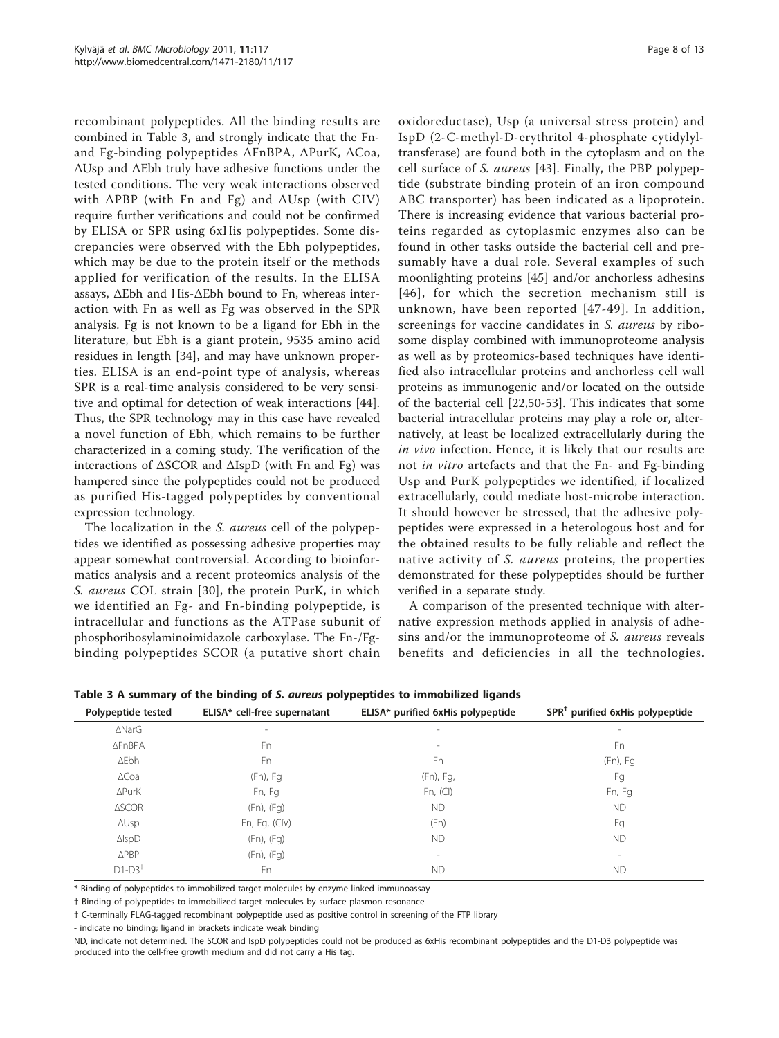recombinant polypeptides. All the binding results are combined in Table 3, and strongly indicate that the Fn- and Fg-binding polypeptides ΔFnBPA, ΔPurK, ΔCoa, ΔUsp and ΔEbh truly have adhesive functions under the tested conditions. The very weak interactions observed with ΔPBP (with Fn and Fg) and ΔUsp (with CIV) require further verifications and could not be confirmed by ELISA or SPR using 6xHis polypeptides. Some discrepancies were observed with the Ebh polypeptides, which may be due to the protein itself or the methods applied for verification of the results. In the ELISA assays, ΔEbh and His-ΔEbh bound to Fn, whereas interaction with Fn as well as Fg was observed in the SPR analysis. Fg is not known to be a ligand for Ebh in the literature, but Ebh is a giant protein, 9535 amino acid residues in length [34], and may have unknown properties. ELISA is an end-point type of analysis, whereas SPR is a real-time analysis considered to be very sensitive and optimal for detection of weak interactions [44]. Thus, the SPR technology may in this case have revealed a novel function of Ebh, which remains to be further characterized in a coming study. The verification of the interactions of ΔSCOR and ΔIspD (with Fn and Fg) was hampered since the polypeptides could not be produced as purified His-tagged polypeptides by conventional expression technology.

The localization in the *S. aureus* cell of the polypeptides we identified as possessing adhesive properties may appear somewhat controversial. According to bioinformatics analysis and a recent proteomics analysis of the *S. aureus* COL strain [30], the protein PurK, in which we identified an Fg- and Fn-binding polypeptide, is intracellular and functions as the ATPase subunit of phosphoribosylaminoimidazole carboxylase. The Fn-/Fg-binding polypeptides SCOR (a putative short chain oxidoreductase), Usp (a universal stress protein) and IspD (2-C-methyl-D-erythritol 4-phosphate cytidylyltransferase) are found both in the cytoplasm and on the cell surface of *S. aureus* [43]. Finally, the PBP polypeptide (substrate binding protein of an iron compound ABC transporter) has been indicated as a lipoprotein. There is increasing evidence that various bacterial proteins regarded as cytoplasmic enzymes also can be found in other tasks outside the bacterial cell and presumably have a dual role. Several examples of such moonlighting proteins [45] and/or anchorless adhesins [46], for which the secretion mechanism still is unknown, have been reported [47-49]. In addition, screenings for vaccine candidates in *S. aureus* by ribosome display combined with immunoproteome analysis as well as by proteomics-based techniques have identified also intracellular proteins and anchorless cell wall proteins as immunogenic and/or located on the outside of the bacterial cell [22,50-53]. This indicates that some bacterial intracellular proteins may play a role or, alternatively, at least be localized extracellularly during the *in vivo* infection. Hence, it is likely that our results are not *in vitro* artefacts and that the Fn- and Fg-binding Usp and PurK polypeptides we identified, if localized extracellularly, could mediate host-microbe interaction. It should however be stressed, that the adhesive polypeptides were expressed in a heterologous host and for the obtained results to be fully reliable and reflect the native activity of *S. aureus* proteins, the properties demonstrated for these polypeptides should be further verified in a separate study.

A comparison of the presented technique with alternative expression methods applied in analysis of adhesins and/or the immunoproteome of *S. aureus* reveals benefits and deficiencies in all the technologies.

**Table 3 A summary of the binding of *S. aureus* polypeptides to immobilized ligands**

| Polypeptide tested | ELISA* cell-free supernatant | ELISA* purified 6xHis polypeptide | SPR† purified 6xHis polypeptide |
|---|---|---|---|
| ΔNarG | - | - | - |
| ΔFnBPA | Fn | - | Fn |
| ΔEbh | Fn | Fn | (Fn), Fg |
| ΔCoa | (Fn), Fg | (Fn), Fg, | Fg |
| ΔPurK | Fn, Fg | Fn, (CI) | Fn, Fg |
| ΔSCOR | (Fn), (Fg) | ND | ND |
| ΔUsp | Fn, Fg, (CIV) | (Fn) | Fg |
| ΔIspD | (Fn), (Fg) | ND | ND |
| ΔPBP | (Fn), (Fg) | - | - |
| D1-D3‡ | Fn | ND | ND |

\* Binding of polypeptides to immobilized target molecules by enzyme-linked immunoassay

† Binding of polypeptides to immobilized target molecules by surface plasmon resonance

‡ C-terminally FLAG-tagged recombinant polypeptide used as positive control in screening of the FTP library

- indicate no binding; ligand in brackets indicate weak binding

ND, indicate not determined. The SCOR and IspD polypeptides could not be produced as 6xHis recombinant polypeptides and the D1-D3 polypeptide was produced into the cell-free growth medium and did not carry a His tag.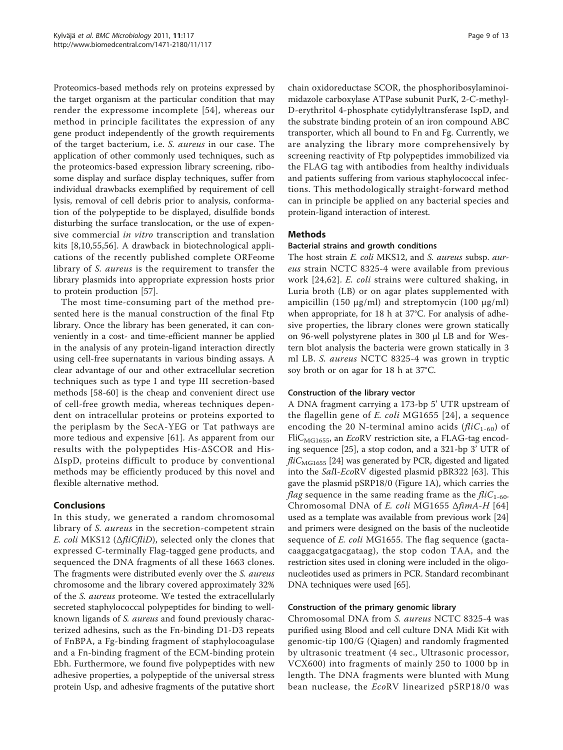Proteomics-based methods rely on proteins expressed by the target organism at the particular condition that may render the expressome incomplete [54], whereas our method in principle facilitates the expression of any gene product independently of the growth requirements of the target bacterium, i.e. *S. aureus* in our case. The application of other commonly used techniques, such as the proteomics-based expression library screening, ribosome display and surface display techniques, suffer from individual drawbacks exemplified by requirement of cell lysis, removal of cell debris prior to analysis, conformation of the polypeptide to be displayed, disulfide bonds disturbing the surface translocation, or the use of expensive commercial *in vitro* transcription and translation kits [8,10,55,56]. A drawback in biotechnological applications of the recently published complete ORFeome library of *S. aureus* is the requirement to transfer the library plasmids into appropriate expression hosts prior to protein production [57].

The most time-consuming part of the method presented here is the manual construction of the final Ftp library. Once the library has been generated, it can conveniently in a cost- and time-efficient manner be applied in the analysis of any protein-ligand interaction directly using cell-free supernatants in various binding assays. A clear advantage of our and other extracellular secretion techniques such as type I and type III secretion-based methods [58-60] is the cheap and convenient direct use of cell-free growth media, whereas techniques dependent on intracellular proteins or proteins exported to the periplasm by the SecA-YEG or Tat pathways are more tedious and expensive [61]. As apparent from our results with the polypeptides His-ΔSCOR and His-ΔIspD, proteins difficult to produce by conventional methods may be efficiently produced by this novel and flexible alternative method.

## Conclusions

In this study, we generated a random chromosomal library of *S. aureus* in the secretion-competent strain *E. coli* MKS12 (Δ*fliCfliD*), selected only the clones that expressed C-terminally Flag-tagged gene products, and sequenced the DNA fragments of all these 1663 clones. The fragments were distributed evenly over the *S. aureus* chromosome and the library covered approximately 32% of the *S. aureus* proteome. We tested the extracellularly secreted staphylococcal polypeptides for binding to well-known ligands of *S. aureus* and found previously characterized adhesins, such as the Fn-binding D1-D3 repeats of FnBPA, a Fg-binding fragment of staphylocoagulase and a Fn-binding fragment of the ECM-binding protein Ebh. Furthermore, we found five polypeptides with new adhesive properties, a polypeptide of the universal stress protein Usp, and adhesive fragments of the putative short chain oxidoreductase SCOR, the phosphoribosylaminoimidazole carboxylase ATPase subunit PurK, 2-C-methyl-D-erythritol 4-phosphate cytidylyltransferase IspD, and the substrate binding protein of an iron compound ABC transporter, which all bound to Fn and Fg. Currently, we are analyzing the library more comprehensively by screening reactivity of Ftp polypeptides immobilized via the FLAG tag with antibodies from healthy individuals and patients suffering from various staphylococcal infections. This methodologically straight-forward method can in principle be applied on any bacterial species and protein-ligand interaction of interest.

## Methods

### Bacterial strains and growth conditions

The host strain *E. coli* MKS12, and *S. aureus* subsp. *aureus* strain NCTC 8325-4 were available from previous work [24,62]. *E. coli* strains were cultured shaking, in Luria broth (LB) or on agar plates supplemented with ampicillin (150 μg/ml) and streptomycin (100 μg/ml) when appropriate, for 18 h at 37°C. For analysis of adhesive properties, the library clones were grown statically on 96-well polystyrene plates in 300 μl LB and for Western blot analysis the bacteria were grown statically in 3 ml LB. *S. aureus* NCTC 8325-4 was grown in tryptic soy broth or on agar for 18 h at 37°C.

### Construction of the library vector

A DNA fragment carrying a 173-bp 5' UTR upstream of the flagellin gene of *E. coli* MG1655 [24], a sequence encoding the 20 N-terminal amino acids (*fliC*$_{1-60}$) of FliC$_{MG1655}$, an *Eco*RV restriction site, a FLAG-tag encoding sequence [25], a stop codon, and a 321-bp 3' UTR of *fliC*$_{MG1655}$ [24] was generated by PCR, digested and ligated into the *Sal*I-*Eco*RV digested plasmid pBR322 [63]. This gave the plasmid pSRP18/0 (Figure 1A), which carries the *flag* sequence in the same reading frame as the *fliC*$_{1-60}$. Chromosomal DNA of *E. coli* MG1655 Δ*fimA-H* [64] used as a template was available from previous work [24] and primers were designed on the basis of the nucleotide sequence of *E. coli* MG1655. The flag sequence (gactacaaggacgatgacgataag), the stop codon TAA, and the restriction sites used in cloning were included in the oligonucleotides used as primers in PCR. Standard recombinant DNA techniques were used [65].

### Construction of the primary genomic library

Chromosomal DNA from *S. aureus* NCTC 8325-4 was purified using Blood and cell culture DNA Midi Kit with genomic-tip 100/G (Qiagen) and randomly fragmented by ultrasonic treatment (4 sec., Ultrasonic processor, VCX600) into fragments of mainly 250 to 1000 bp in length. The DNA fragments were blunted with Mung bean nuclease, the *Eco*RV linearized pSRP18/0 was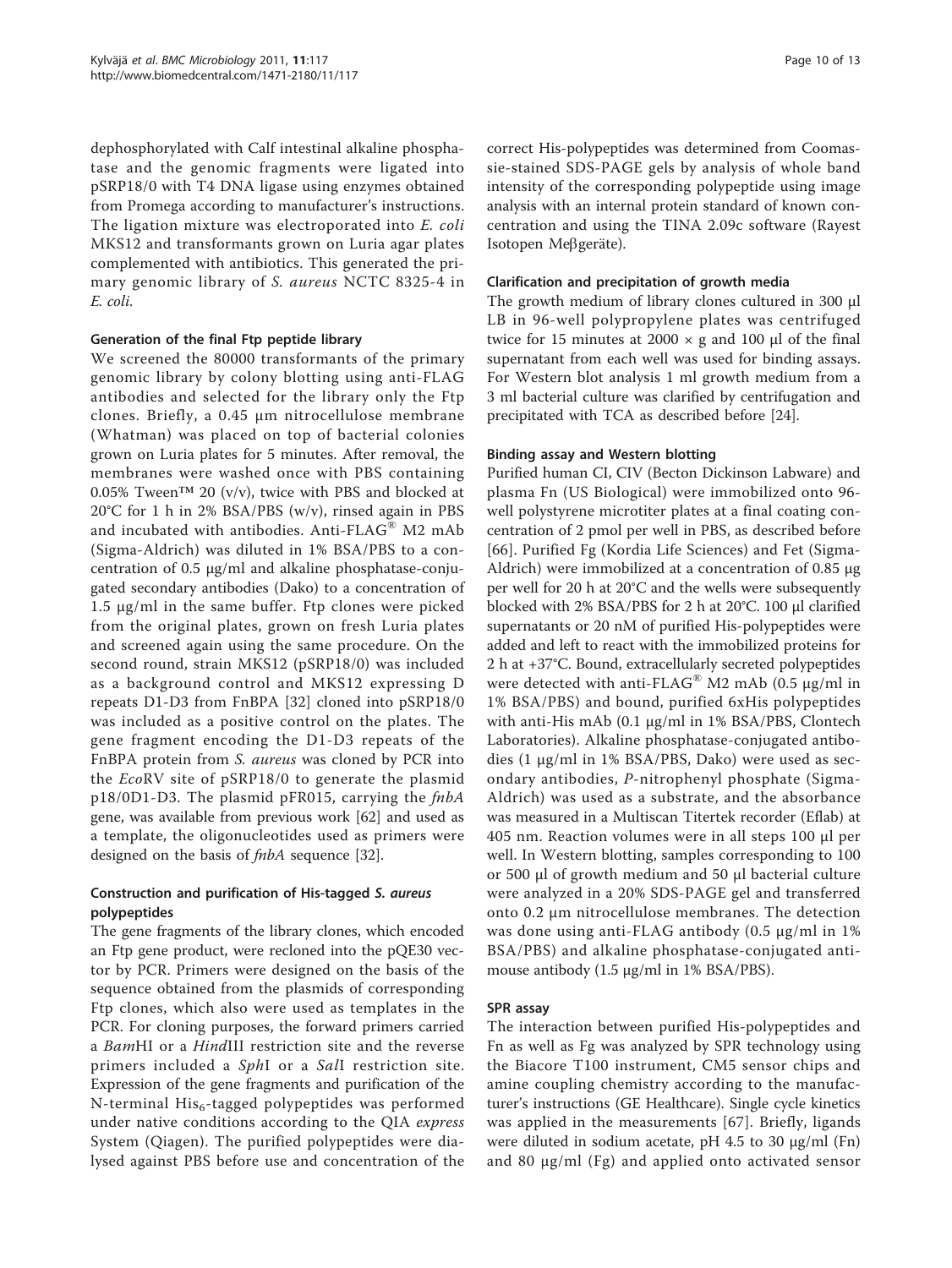dephosphorylated with Calf intestinal alkaline phosphatase and the genomic fragments were ligated into pSRP18/0 with T4 DNA ligase using enzymes obtained from Promega according to manufacturer's instructions. The ligation mixture was electroporated into *E. coli* MKS12 and transformants grown on Luria agar plates complemented with antibiotics. This generated the primary genomic library of *S. aureus* NCTC 8325-4 in *E. coli*.

### Generation of the final Ftp peptide library

We screened the 80000 transformants of the primary genomic library by colony blotting using anti-FLAG antibodies and selected for the library only the Ftp clones. Briefly, a 0.45 μm nitrocellulose membrane (Whatman) was placed on top of bacterial colonies grown on Luria plates for 5 minutes. After removal, the membranes were washed once with PBS containing 0.05% Tween™ 20 (v/v), twice with PBS and blocked at 20°C for 1 h in 2% BSA/PBS (w/v), rinsed again in PBS and incubated with antibodies. Anti-FLAG® M2 mAb (Sigma-Aldrich) was diluted in 1% BSA/PBS to a concentration of 0.5 μg/ml and alkaline phosphatase-conjugated secondary antibodies (Dako) to a concentration of 1.5 μg/ml in the same buffer. Ftp clones were picked from the original plates, grown on fresh Luria plates and screened again using the same procedure. On the second round, strain MKS12 (pSRP18/0) was included as a background control and MKS12 expressing D repeats D1-D3 from FnBPA [32] cloned into pSRP18/0 was included as a positive control on the plates. The gene fragment encoding the D1-D3 repeats of the FnBPA protein from *S. aureus* was cloned by PCR into the *Eco*RV site of pSRP18/0 to generate the plasmid p18/0D1-D3. The plasmid pFR015, carrying the *fnbA* gene, was available from previous work [62] and used as a template, the oligonucleotides used as primers were designed on the basis of *fnbA* sequence [32].

### Construction and purification of His-tagged *S. aureus* polypeptides

The gene fragments of the library clones, which encoded an Ftp gene product, were recloned into the pQE30 vector by PCR. Primers were designed on the basis of the sequence obtained from the plasmids of corresponding Ftp clones, which also were used as templates in the PCR. For cloning purposes, the forward primers carried a *Bam*HI or a *Hin*dIII restriction site and the reverse primers included a *Sph*I or a *Sal*I restriction site. Expression of the gene fragments and purification of the N-terminal $His_6$-tagged polypeptides was performed under native conditions according to the QIA *express* System (Qiagen). The purified polypeptides were dialysed against PBS before use and concentration of the correct His-polypeptides was determined from Coomassie-stained SDS-PAGE gels by analysis of whole band intensity of the corresponding polypeptide using image analysis with an internal protein standard of known concentration and using the TINA 2.09c software (Rayest Isotopen Meβgeräte).

### Clarification and precipitation of growth media

The growth medium of library clones cultured in 300 μl LB in 96-well polypropylene plates was centrifuged twice for 15 minutes at 2000 × g and 100 μl of the final supernatant from each well was used for binding assays. For Western blot analysis 1 ml growth medium from a 3 ml bacterial culture was clarified by centrifugation and precipitated with TCA as described before [24].

### Binding assay and Western blotting

Purified human CI, CIV (Becton Dickinson Labware) and plasma Fn (US Biological) were immobilized onto 96-well polystyrene microtiter plates at a final coating concentration of 2 pmol per well in PBS, as described before [66]. Purified Fg (Kordia Life Sciences) and Fet (Sigma-Aldrich) were immobilized at a concentration of 0.85 μg per well for 20 h at 20°C and the wells were subsequently blocked with 2% BSA/PBS for 2 h at 20°C. 100 μl clarified supernatants or 20 nM of purified His-polypeptides were added and left to react with the immobilized proteins for 2 h at +37°C. Bound, extracellularly secreted polypeptides were detected with anti-FLAG® M2 mAb (0.5 μg/ml in 1% BSA/PBS) and bound, purified 6xHis polypeptides with anti-His mAb (0.1 μg/ml in 1% BSA/PBS, Clontech Laboratories). Alkaline phosphatase-conjugated antibodies (1 μg/ml in 1% BSA/PBS, Dako) were used as secondary antibodies, *P*-nitrophenyl phosphate (Sigma-Aldrich) was used as a substrate, and the absorbance was measured in a Multiscan Titertek recorder (Eflab) at 405 nm. Reaction volumes were in all steps 100 μl per well. In Western blotting, samples corresponding to 100 or 500 μl of growth medium and 50 μl bacterial culture were analyzed in a 20% SDS-PAGE gel and transferred onto 0.2 μm nitrocellulose membranes. The detection was done using anti-FLAG antibody (0.5 μg/ml in 1% BSA/PBS) and alkaline phosphatase-conjugated anti-mouse antibody (1.5 μg/ml in 1% BSA/PBS).

### SPR assay

The interaction between purified His-polypeptides and Fn as well as Fg was analyzed by SPR technology using the Biacore T100 instrument, CM5 sensor chips and amine coupling chemistry according to the manufacturer's instructions (GE Healthcare). Single cycle kinetics was applied in the measurements [67]. Briefly, ligands were diluted in sodium acetate, pH 4.5 to 30 μg/ml (Fn) and 80 μg/ml (Fg) and applied onto activated sensor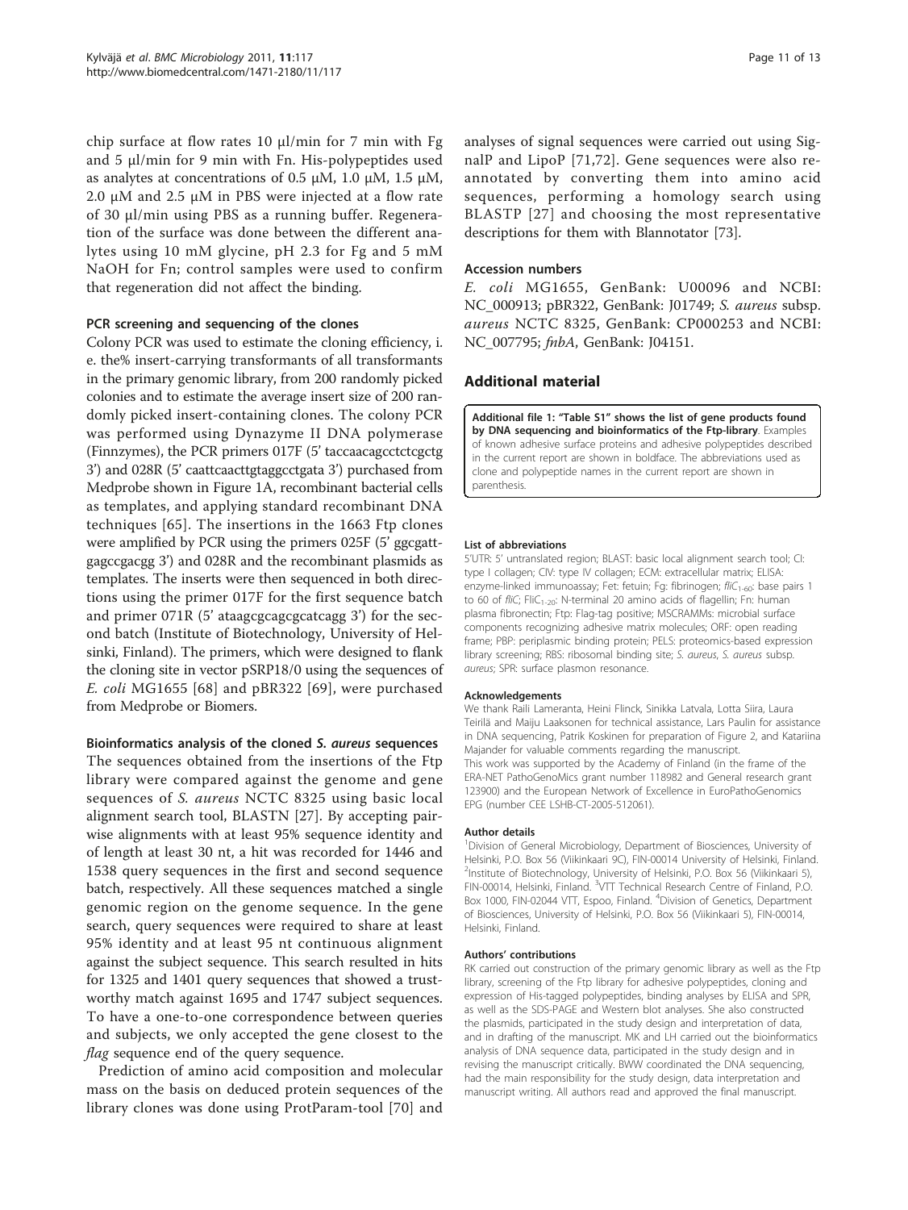chip surface at flow rates 10 μl/min for 7 min with Fg and 5 μl/min for 9 min with Fn. His-polypeptides used as analytes at concentrations of 0.5 μM, 1.0 μM, 1.5 μM, 2.0 μM and 2.5 μM in PBS were injected at a flow rate of 30 μl/min using PBS as a running buffer. Regeneration of the surface was done between the different analytes using 10 mM glycine, pH 2.3 for Fg and 5 mM NaOH for Fn; control samples were used to confirm that regeneration did not affect the binding.

### PCR screening and sequencing of the clones

Colony PCR was used to estimate the cloning efficiency, i. e. the% insert-carrying transformants of all transformants in the primary genomic library, from 200 randomly picked colonies and to estimate the average insert size of 200 randomly picked insert-containing clones. The colony PCR was performed using Dynazyme II DNA polymerase (Finnzymes), the PCR primers 017F (5' taccaacagcctctcgctg 3') and 028R (5' caattcaacttgtaggcctgata 3') purchased from Medprobe shown in Figure 1A, recombinant bacterial cells as templates, and applying standard recombinant DNA techniques [65]. The insertions in the 1663 Ftp clones were amplified by PCR using the primers 025F (5' ggcgattgagccgacgg 3') and 028R and the recombinant plasmids as templates. The inserts were then sequenced in both directions using the primer 017F for the first sequence batch and primer 071R (5' ataagcgcagcgcatcagg 3') for the second batch (Institute of Biotechnology, University of Helsinki, Finland). The primers, which were designed to flank the cloning site in vector pSRP18/0 using the sequences of *E. coli* MG1655 [68] and pBR322 [69], were purchased from Medprobe or Biomers.

### Bioinformatics analysis of the cloned *S. aureus* sequences

The sequences obtained from the insertions of the Ftp library were compared against the genome and gene sequences of *S. aureus* NCTC 8325 using basic local alignment search tool, BLASTN [27]. By accepting pairwise alignments with at least 95% sequence identity and of length at least 30 nt, a hit was recorded for 1446 and 1538 query sequences in the first and second sequence batch, respectively. All these sequences matched a single genomic region on the genome sequence. In the gene search, query sequences were required to share at least 95% identity and at least 95 nt continuous alignment against the subject sequence. This search resulted in hits for 1325 and 1401 query sequences that showed a trustworthy match against 1695 and 1747 subject sequences. To have a one-to-one correspondence between queries and subjects, we only accepted the gene closest to the *flag* sequence end of the query sequence.

Prediction of amino acid composition and molecular mass on the basis on deduced protein sequences of the library clones was done using ProtParam-tool [70] and analyses of signal sequences were carried out using SignalP and LipoP [71,72]. Gene sequences were also reannotated by converting them into amino acid sequences, performing a homology search using BLASTP [27] and choosing the most representative descriptions for them with Blannotator [73].

### Accession numbers

*E. coli* MG1655, GenBank: U00096 and NCBI: NC_000913; pBR322, GenBank: J01749; *S. aureus* subsp. *aureus* NCTC 8325, GenBank: CP000253 and NCBI: NC_007795; *fnbA*, GenBank: J04151.

## Additional material

**Additional file 1: "Table S1" shows the list of gene products found by DNA sequencing and bioinformatics of the Ftp-library**. Examples of known adhesive surface proteins and adhesive polypeptides described in the current report are shown in boldface. The abbreviations used as clone and polypeptide names in the current report are shown in parenthesis.

#### List of abbreviations

5'UTR: 5' untranslated region; BLAST: basic local alignment search tool; CI: type I collagen; CIV: type IV collagen; ECM: extracellular matrix; ELISA: enzyme-linked immunoassay; Fet: fetuin; Fg: fibrinogen; $fliC_{1-60}$: base pairs 1 to 60 of *fliC*; $FliC_{1-20}$: N-terminal 20 amino acids of flagellin; Fn: human plasma fibronectin; Ftp: Flag-tag positive; MSCRAMMs: microbial surface components recognizing adhesive matrix molecules; ORF: open reading frame; PBP: periplasmic binding protein; PELS: proteomics-based expression library screening; RBS: ribosomal binding site; *S. aureus*, *S. aureus* subsp. *aureus*; SPR: surface plasmon resonance.

#### Acknowledgements

We thank Raili Lameranta, Heini Flinck, Sinikka Latvala, Lotta Siira, Laura Teirilä and Maiju Laaksonen for technical assistance, Lars Paulin for assistance in DNA sequencing, Patrik Koskinen for preparation of Figure 2, and Katariina Majander for valuable comments regarding the manuscript.
This work was supported by the Academy of Finland (in the frame of the ERA-NET PathoGenoMics grant number 118982 and General research grant 123900) and the European Network of Excellence in EuroPathoGenomics EPG (number CEE LSHB-CT-2005-512061).

#### Author details

[1]Division of General Microbiology, Department of Biosciences, University of Helsinki, P.O. Box 56 (Viikinkaari 9C), FIN-00014 University of Helsinki, Finland. [2]Institute of Biotechnology, University of Helsinki, P.O. Box 56 (Viikinkaari 5), FIN-00014, Helsinki, Finland. [3]VTT Technical Research Centre of Finland, P.O. Box 1000, FIN-02044 VTT, Espoo, Finland. [4]Division of Genetics, Department of Biosciences, University of Helsinki, P.O. Box 56 (Viikinkaari 5), FIN-00014, Helsinki, Finland.

#### Authors' contributions

RK carried out construction of the primary genomic library as well as the Ftp library, screening of the Ftp library for adhesive polypeptides, cloning and expression of His-tagged polypeptides, binding analyses by ELISA and SPR, as well as the SDS-PAGE and Western blot analyses. She also constructed the plasmids, participated in the study design and interpretation of data, and in drafting of the manuscript. MK and LH carried out the bioinformatics analysis of DNA sequence data, participated in the study design and in revising the manuscript critically. BWW coordinated the DNA sequencing, had the main responsibility for the study design, data interpretation and manuscript writing. All authors read and approved the final manuscript.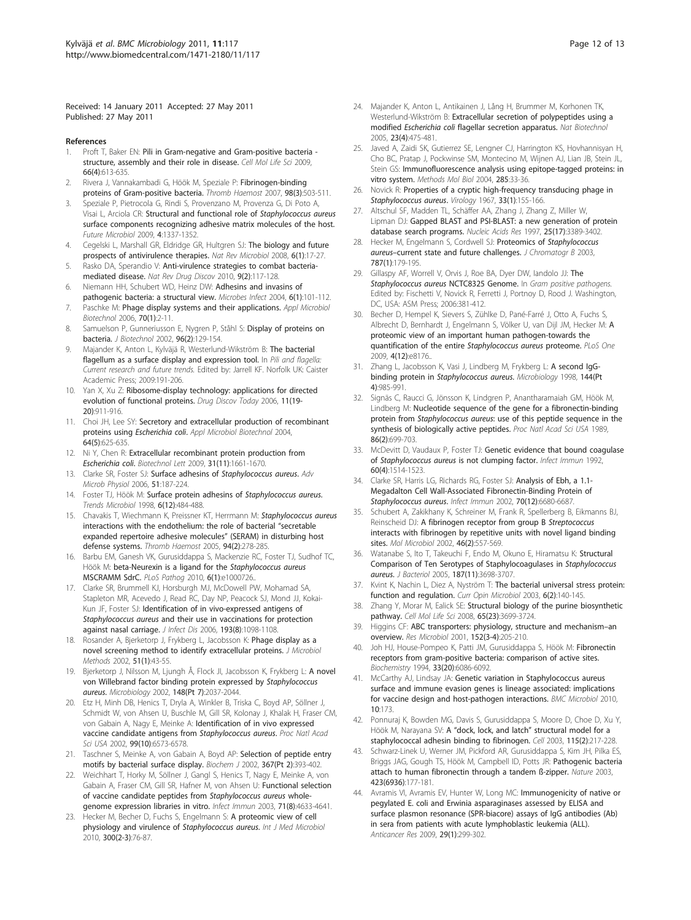Received: 14 January 2011 Accepted: 27 May 2011
Published: 27 May 2011

## References

1. Proft T, Baker EN: **Pili in Gram-negative and Gram-positive bacteria - structure, assembly and their role in disease.** *Cell Mol Life Sci* 2009, **66(4)**:613-635.
2. Rivera J, Vannakambadi G, Höök M, Speziale P: **Fibrinogen-binding proteins of Gram-positive bacteria.** *Thromb Haemost* 2007, **98(3)**:503-511.
3. Speziale P, Pietrocola G, Rindi S, Provenzano M, Provenza G, Di Poto A, Visai L, Arciola CR: **Structural and functional role of *Staphylococcus aureus* surface components recognizing adhesive matrix molecules of the host.** *Future Microbiol* 2009, **4**:1337-1352.
4. Cegelski L, Marshall GR, Eldridge GR, Hultgren SJ: **The biology and future prospects of antivirulence therapies.** *Nat Rev Microbiol* 2008, **6(1)**:17-27.
5. Rasko DA, Sperandio V: **Anti-virulence strategies to combat bacteria-mediated disease.** *Nat Rev Drug Discov* 2010, **9(2)**:117-128.
6. Niemann HH, Schubert WD, Heinz DW: **Adhesins and invasins of pathogenic bacteria: a structural view.** *Microbes Infect* 2004, **6(1)**:101-112.
7. Paschke M: **Phage display systems and their applications.** *Appl Microbiol Biotechnol* 2006, **70(1)**:2-11.
8. Samuelson P, Gunneriusson E, Nygren P, Ståhl S: **Display of proteins on bacteria.** *J Biotechnol* 2002, **96(2)**:129-154.
9. Majander K, Anton L, Kylväjä R, Westerlund-Wikström B: **The bacterial flagellum as a surface display and expression tool.** In *Pili and flagella: Current research and future trends.* Edited by: Jarrell KF. Norfolk UK: Caister Academic Press; 2009:191-206.
10. Yan X, Xu Z: **Ribosome-display technology: applications for directed evolution of functional proteins.** *Drug Discov Today* 2006, **11(19-20)**:911-916.
11. Choi JH, Lee SY: **Secretory and extracellular production of recombinant proteins using *Escherichia coli*.** *Appl Microbiol Biotechnol* 2004, **64(5)**:625-635.
12. Ni Y, Chen R: **Extracellular recombinant protein production from *Escherichia coli*.** *Biotechnol Lett* 2009, **31(11)**:1661-1670.
13. Clarke SR, Foster SJ: **Surface adhesins of *Staphylococcus aureus*.** *Adv Microb Physiol* 2006, **51**:187-224.
14. Foster TJ, Höök M: **Surface protein adhesins of *Staphylococcus aureus*.** *Trends Microbiol* 1998, **6(12)**:484-488.
15. Chavakis T, Wiechmann K, Preissner KT, Herrmann M: ***Staphylococcus aureus* interactions with the endothelium: the role of bacterial "secretable expanded repertoire adhesive molecules" (SERAM) in disturbing host defense systems.** *Thromb Haemost* 2005, **94(2)**:278-285.
16. Barbu EM, Ganesh VK, Gurusiddappa S, Mackenzie RC, Foster TJ, Sudhof TC, Höök M: **beta-Neurexin is a ligand for the *Staphylococcus aureus* MSCRAMM SdrC.** *PLoS Pathog* 2010, **6(1)**:e1000726..
17. Clarke SR, Brummell KJ, Horsburgh MJ, McDowell PW, Mohamad SA, Stapleton MR, Acevedo J, Read RC, Day NP, Peacock SJ, Mond JJ, Kokai-Kun JF, Foster SJ: **Identification of in vivo-expressed antigens of *Staphylococcus aureus* and their use in vaccinations for protection against nasal carriage.** *J Infect Dis* 2006, **193(8)**:1098-1108.
18. Rosander A, Bjerketorp J, Frykberg L, Jacobsson K: **Phage display as a novel screening method to identify extracellular proteins.** *J Microbiol Methods* 2002, **51(1)**:43-55.
19. Bjerketorp J, Nilsson M, Ljungh Å, Flock JI, Jacobsson K, Frykberg L: **A novel von Willebrand factor binding protein expressed by *Staphylococcus aureus*.** *Microbiology* 2002, **148(Pt 7)**:2037-2044.
20. Etz H, Minh DB, Henics T, Dryla A, Winkler B, Triska C, Boyd AP, Söllner J, Schmidt W, von Ahsen U, Buschle M, Gill SR, Kolonay J, Khalak H, Fraser CM, von Gabain A, Nagy E, Meinke A: **Identification of in vivo expressed vaccine candidate antigens from *Staphylococcus aureus*.** *Proc Natl Acad Sci USA* 2002, **99(10)**:6573-6578.
21. Taschner S, Meinke A, von Gabain A, Boyd AP: **Selection of peptide entry motifs by bacterial surface display.** *Biochem J* 2002, **367(Pt 2)**:393-402.
22. Weichhart T, Horky M, Söllner J, Gangl S, Henics T, Nagy E, Meinke A, von Gabain A, Fraser CM, Gill SR, Hafner M, von Ahsen U: **Functional selection of vaccine candidate peptides from *Staphylococcus aureus* whole-genome expression libraries in vitro.** *Infect Immun* 2003, **71(8)**:4633-4641.
23. Hecker M, Becher D, Fuchs S, Engelmann S: **A proteomic view of cell physiology and virulence of *Staphylococcus aureus*.** *Int J Med Microbiol* 2010, **300(2-3)**:76-87.
24. Majander K, Anton L, Antikainen J, Lång H, Brummer M, Korhonen TK, Westerlund-Wikström B: **Extracellular secretion of polypeptides using a modified *Escherichia coli* flagellar secretion apparatus.** *Nat Biotechnol* 2005, **23(4)**:475-481.
25. Javed A, Zaidi SK, Gutierrez SE, Lengner CJ, Harrington KS, Hovhannisyan H, Cho BC, Pratap J, Pockwinse SM, Montecino M, Wijnen AJ, Lian JB, Stein JL, Stein GS: **Immunofluorescence analysis using epitope-tagged proteins: in vitro system.** *Methods Mol Biol* 2004, **285**:33-36.
26. Novick R: **Properties of a cryptic high-frequency transducing phage in *Staphylococcus aureus*.** *Virology* 1967, **33(1)**:155-166.
27. Altschul SF, Madden TL, Schäffer AA, Zhang J, Zhang Z, Miller W, Lipman DJ: **Gapped BLAST and PSI-BLAST: a new generation of protein database search programs.** *Nucleic Acids Res* 1997, **25(17)**:3389-3402.
28. Hecker M, Engelmann S, Cordwell SJ: **Proteomics of *Staphylococcus aureus*–current state and future challenges.** *J Chromatogr B* 2003, **787(1)**:179-195.
29. Gillaspy AF, Worrell V, Orvis J, Roe BA, Dyer DW, Iandolo JJ: **The *Staphylococcus aureus* NCTC8325 Genome.** In *Gram positive pathogens.* Edited by: Fischetti V, Novick R, Ferretti J, Portnoy D, Rood J. Washington, DC, USA: ASM Press; 2006:381-412.
30. Becher D, Hempel K, Sievers S, Zühlke D, Pané-Farré J, Otto A, Fuchs S, Albrecht D, Bernhardt J, Engelmann S, Völker U, van Dijl JM, Hecker M: **A proteomic view of an important human pathogen-towards the quantification of the entire *Staphylococcus aureus* proteome.** *PLoS One* 2009, **4(12)**:e8176..
31. Zhang L, Jacobsson K, Vasi J, Lindberg M, Frykberg L: **A second IgG-binding protein in *Staphylococcus aureus*.** *Microbiology* 1998, **144(Pt 4)**:985-991.
32. Signäs C, Raucci G, Jönsson K, Lindgren P, Anantharamaiah GM, Höök M, Lindberg M: **Nucleotide sequence of the gene for a fibronectin-binding protein from *Staphylococcus aureus*: use of this peptide sequence in the synthesis of biologically active peptides.** *Proc Natl Acad Sci USA* 1989, **86(2)**:699-703.
33. McDevitt D, Vaudaux P, Foster TJ: **Genetic evidence that bound coagulase of *Staphylococcus aureus* is not clumping factor.** *Infect Immun* 1992, **60(4)**:1514-1523.
34. Clarke SR, Harris LG, Richards RG, Foster SJ: **Analysis of Ebh, a 1.1-Megadalton Cell Wall-Associated Fibronectin-Binding Protein of *Staphylococcus aureus*.** *Infect Immun* 2002, **70(12)**:6680-6687.
35. Schubert A, Zakikhany K, Schreiner M, Frank R, Spellerberg B, Eikmanns BJ, Reinscheid DJ: **A fibrinogen receptor from group B *Streptococcus* interacts with fibrinogen by repetitive units with novel ligand binding sites.** *Mol Microbiol* 2002, **46(2)**:557-569.
36. Watanabe S, Ito T, Takeuchi F, Endo M, Okuno E, Hiramatsu K: **Structural Comparison of Ten Serotypes of Staphylocoagulases in *Staphylococcus aureus*.** *J Bacteriol* 2005, **187(11)**:3698-3707.
37. Kvint K, Nachin L, Diez A, Nyström T: **The bacterial universal stress protein: function and regulation.** *Curr Opin Microbiol* 2003, **6(2)**:140-145.
38. Zhang Y, Morar M, Ealick SE: **Structural biology of the purine biosynthetic pathway.** *Cell Mol Life Sci* 2008, **65(23)**:3699-3724.
39. Higgins CF: **ABC transporters: physiology, structure and mechanism–an overview.** *Res Microbiol* 2001, **152(3-4)**:205-210.
40. Joh HJ, House-Pompeo K, Patti JM, Gurusiddappa S, Höök M: **Fibronectin receptors from gram-positive bacteria: comparison of active sites.** *Biochemistry* 1994, **33(20)**:6086-6092.
41. McCarthy AJ, Lindsay JA: **Genetic variation in Staphylococcus aureus surface and immune evasion genes is lineage associated: implications for vaccine design and host-pathogen interactions.** *BMC Microbiol* 2010, **10**:173.
42. Ponnuraj K, Bowden MG, Davis S, Gurusiddappa S, Moore D, Choe D, Xu Y, Höök M, Narayana SV: **A "dock, lock, and latch" structural model for a staphylococcal adhesin binding to fibrinogen.** *Cell* 2003, **115(2)**:217-228.
43. Schwarz-Linek U, Werner JM, Pickford AR, Gurusiddappa S, Kim JH, Pilka ES, Briggs JAG, Gough TS, Höök M, Campbell ID, Potts JR: **Pathogenic bacteria attach to human fibronectin through a tandem ß-zipper.** *Nature* 2003, **423(6936)**:177-181.
44. Avramis VI, Avramis EV, Hunter W, Long MC: **Immunogenicity of native or pegylated E. coli and Erwinia asparaginases assessed by ELISA and surface plasmon resonance (SPR-biacore) assays of IgG antibodies (Ab) in sera from patients with acute lymphoblastic leukemia (ALL).** *Anticancer Res* 2009, **29(1)**:299-302.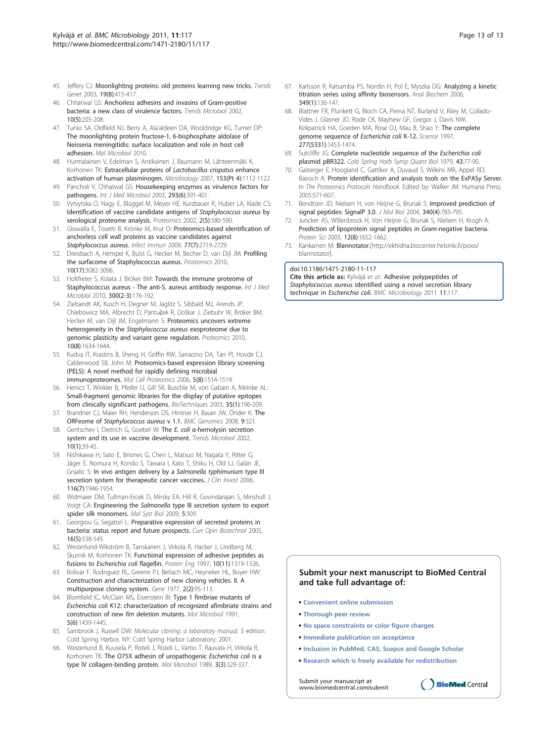45. Jeffery CJ: Moonlighting proteins: old proteins learning new tricks. *Trends Genet* 2003, 19(8):415-417.
46. Chhatwal GS: Anchorless adhesins and invasins of Gram-positive bacteria: a new class of virulence factors. *Trends Microbiol* 2002, 10(5):205-208.
47. Tunio SA, Oldfield NJ, Berry A, Ala'aldeen DA, Wooldridge KG, Turner DP: The moonlighting protein fructose-1, 6-bisphosphate aldolase of Neisseria meningitidis: surface localization and role in host cell adhesion. *Mol Microbiol* 2010.
48. Hurmalainen V, Edelman S, Antikainen J, Baumann M, Lähteenmäki K, Korhonen TK: Extracellular proteins of *Lactobacillus crispatus* enhance activation of human plasminogen. *Microbiology* 2007, 153(Pt 4):1112-1122.
49. Pancholi V, Chhatwal GS: Housekeeping enzymes as virulence factors for pathogens. *Int J Med Microbiol* 2003, 293(6):391-401.
50. Vytvytska O, Nagy E, Blüggel M, Meyer HE, Kurzbauer R, Huber LA, Klade CS: Identification of vaccine candidate antigens of *Staphylococcus aureus* by serological proteome analysis. *Proteomics* 2002, 2(5):580-590.
51. Glowalla E, Tosetti B, Krönke M, Krut O: Proteomics-based identification of anchorless cell wall proteins as vaccine candidates against *Staphylococcus aureus*. *Infect Immun* 2009, 77(7):2719-2729.
52. Dreisbach A, Hempel K, Buist G, Hecker M, Becher D, van Dijl JM: Profiling the surfacome of Staphylococcus aureus. *Proteomics* 2010, 10(17):3082-3096.
53. Holtfreter S, Kolata J, Bröker BM: Towards the immune proteome of Staphylococcus aureus - The anti-S. aureus antibody response. *Int J Med Microbiol* 2010, 300(2-3):176-192.
54. Ziebandt AK, Kusch H, Degner M, Jaglitz S, Sibbald MJ, Arends JP, Chlebowicz MA, Albrecht D, Pantuček R, Doškar J, Ziebuhr W, Bröker BM, Hecker M, van Dijl JM, Engelmann S: Proteomics uncovers extreme heterogeneity in the *Staphylococcus aureus* exoproteome due to genomic plasticity and variant gene regulation. *Proteomics* 2010, 10(8):1634-1644.
55. Kudva IT, Krastins B, Sheng H, Griffin RW, Sarracino DA, Tarr PI, Hovde CJ, Calderwood SB, John M: Proteomics-based expression library screening (PELS): A novel method for rapidly defining microbial immunoproteomes. *Mol Cell Proteomics* 2006, 5(8):1514-1519.
56. Henics T, Winkler B, Pfeifer U, Gill SR, Buschle M, von Gabain A, Meinke AL: Small-fragment genomic libraries for the display of putative epitopes from clinically significant pathogens. *BioTechniques* 2003, 35(1):196-209.
57. Brandner CJ, Maier RH, Henderson DS, Hintner H, Bauer JW, Önder K: The ORFeome of *Staphylococcus aureus* v 1.1. *BMC Genomics* 2008, 9:321.
58. Gentschev I, Dietrich G, Goebel W: The *E. coli* α-hemolysin secretion system and its use in vaccine development. *Trends Microbiol* 2002, 10(1):39-45.
59. Nishikawa H, Sato E, Briones G, Chen L, Matsuo M, Nagata Y, Ritter G, Jäger E, Nomura H, Kondo S, Tawara I, Kato T, Shiku H, Old LJ, Galán JE, Gnjatic S: In vivo antigen delivery by a *Salmonella typhimurium* type III secretion system for therapeutic cancer vaccines. *J Clin Invest* 2006, 116(7):1946-1954.
60. Widmaier DM, Tullman-Ercek D, Mirsky EA, Hill R, Govindarajan S, Minshull J, Voigt CA: Engineering the *Salmonella* type III secretion system to export spider silk monomers. *Mol Syst Biol* 2009, 5:309.
61. Georgiou G, Segatori L: Preparative expression of secreted proteins in bacteria: status report and future prospects. *Curr Opin Biotechnol* 2005, 16(5):538-545.
62. Westerlund-Wikström B, Tanskanen J, Virkola R, Hacker J, Lindberg M, Skurnik M, Korhonen TK: Functional expression of adhesive peptides as fusions to *Escherichia coli* flagellin. *Protein Eng* 1997, 10(11):1319-1326.
63. Bolivar F, Rodriguez RL, Greene PJ, Betlach MC, Heyneker HL, Boyer HW: Construction and characterization of new cloning vehicles. II. A multipurpose cloning system. *Gene* 1977, 2(2):95-113.
64. Blomfield IC, McClain MS, Eisenstein BI: Type 1 fimbriae mutants of *Escherichia coli* K12: characterization of recognized afimbriate strains and construction of new *fim* deletion mutants. *Mol Microbiol* 1991, 5(6):1439-1445.
65. Sambrook J, Russell DW: *Molecular cloning: a laboratory manual.* 3 edition. Cold Spring Harbor, NY: Cold Spring Harbor Laboratory; 2001.
66. Westerlund B, Kuusela P, Risteli J, Risteli L, Vartio T, Rauvala H, Virkola R, Korhonen TK: The O75X adhesin of uropathogenic *Escherichia coli* is a type IV collagen-binding protein. *Mol Microbiol* 1989, 3(3):329-337.
67. Karlsson R, Katsamba PS, Nordin H, Pol E, Myszka DG: Analyzing a kinetic titration series using affinity biosensors. *Anal Biochem* 2006, 349(1):136-147.
68. Blattner FR, Plunkett G, Bloch CA, Perna NT, Burland V, Riley M, Collado-Vides J, Glasner JD, Rode CK, Mayhew GF, Gregor J, Davis NW, Kirkpatrick HA, Goeden MA, Rose DJ, Mau B, Shao Y: The complete genome sequence of *Escherichia coli* K-12. *Science* 1997, 277(5331):1453-1474.
69. Sutcliffe JG: Complete nucleotide sequence of the *Escherichia coli* plasmid pBR322. *Cold Spring Harb Symp Quant Biol* 1979, 43:77-90.
70. Gasteiger E, Hoogland C, Gattiker A, Duvaud S, Wilkins MR, Appel RD, Bairoch A: Protein identification and analysis tools on the ExPASy Server. In *The Proteomics Protocols Handbook.* Edited by: Walker JM. Humana Press; 2005:571-607.
71. Bendtsen JD, Nielsen H, von Heijne G, Brunak S: Improved prediction of signal peptides: SignalP 3.0. *J Mol Biol* 2004, 340(4):783-795.
72. Juncker AS, Willenbrock H, Von Heijne G, Brunak S, Nielsen H, Krogh A: Prediction of lipoprotein signal peptides in Gram-negative bacteria. *Protein Sci* 2003, 12(8):1652-1662.
73. Kankainen M: Blannotator.[http://ekhidna.biocenter.helsinki.fi/poxo/blannotator].

doi:10.1186/1471-2180-11-117

**Cite this article as:** Kylväjä *et al.*: Adhesive polypeptides of *Staphylococcus aureus* identified using a novel secretion library technique in *Escherichia coli*. *BMC Microbiology* 2011 11:117.

**Submit your next manuscript to BioMed Central and take full advantage of:**

- Convenient online submission
- Thorough peer review
- No space constraints or color figure charges
- Immediate publication on acceptance
- Inclusion in PubMed, CAS, Scopus and Google Scholar
- Research which is freely available for redistribution

Submit your manuscript at
www.biomedcentral.com/submit

BioMed Central